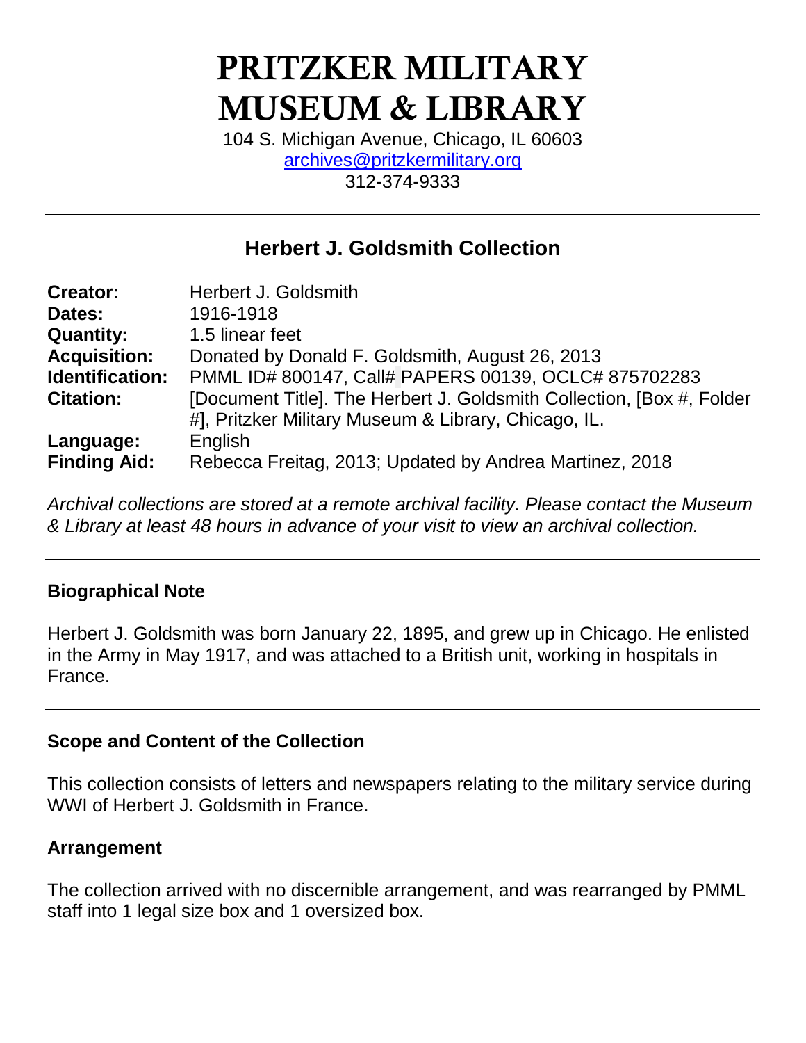# PRITZKER MILITARY MUSEUM & LIBRARY

104 S. Michigan Avenue, Chicago, IL 60603
archives@pritzkermilitary.org
312-374-9333

---

## Herbert J. Goldsmith Collection

| | |
|---|---|
| **Creator:** | Herbert J. Goldsmith |
| **Dates:** | 1916-1918 |
| **Quantity:** | 1.5 linear feet |
| **Acquisition:** | Donated by Donald F. Goldsmith, August 26, 2013 |
| **Identification:** | PMML ID# 800147, Call# PAPERS 00139, OCLC# 875702283 |
| **Citation:** | [Document Title]. The Herbert J. Goldsmith Collection, [Box #, Folder #], Pritzker Military Museum & Library, Chicago, IL. |
| **Language:** | English |
| **Finding Aid:** | Rebecca Freitag, 2013; Updated by Andrea Martinez, 2018 |

*Archival collections are stored at a remote archival facility. Please contact the Museum & Library at least 48 hours in advance of your visit to view an archival collection.*

---

### Biographical Note

Herbert J. Goldsmith was born January 22, 1895, and grew up in Chicago. He enlisted in the Army in May 1917, and was attached to a British unit, working in hospitals in France.

---

### Scope and Content of the Collection

This collection consists of letters and newspapers relating to the military service during WWI of Herbert J. Goldsmith in France.

### Arrangement

The collection arrived with no discernible arrangement, and was rearranged by PMML staff into 1 legal size box and 1 oversized box.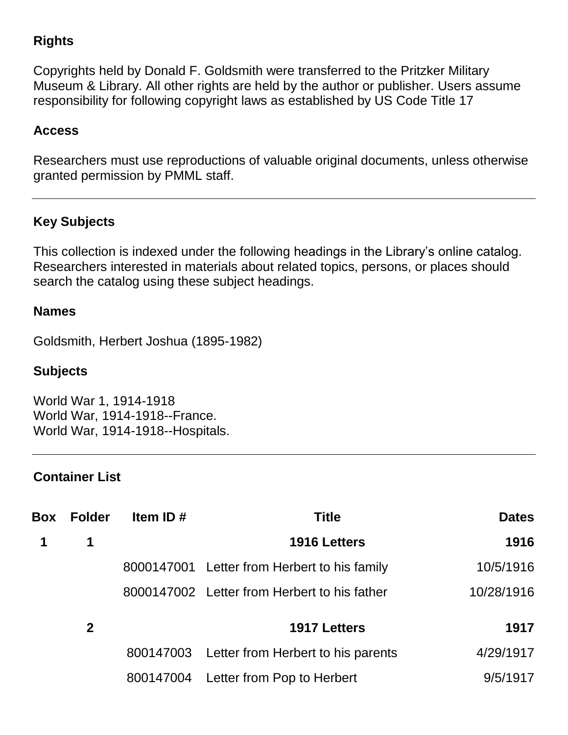**Rights**

Copyrights held by Donald F. Goldsmith were transferred to the Pritzker Military Museum & Library. All other rights are held by the author or publisher. Users assume responsibility for following copyright laws as established by US Code Title 17

**Access**

Researchers must use reproductions of valuable original documents, unless otherwise granted permission by PMML staff.

---

**Key Subjects**

This collection is indexed under the following headings in the Library's online catalog. Researchers interested in materials about related topics, persons, or places should search the catalog using these subject headings.

**Names**

Goldsmith, Herbert Joshua (1895-1982)

**Subjects**

World War 1, 1914-1918
World War, 1914-1918--France.
World War, 1914-1918--Hospitals.

---

**Container List**

| Box | Folder | Item ID # | Title | Dates |
|---|---|---|---|---|
| **1** | **1** | | **1916 Letters** | **1916** |
| | | 8000147001 | Letter from Herbert to his family | 10/5/1916 |
| | | 8000147002 | Letter from Herbert to his father | 10/28/1916 |
| | **2** | | **1917 Letters** | **1917** |
| | | 800147003 | Letter from Herbert to his parents | 4/29/1917 |
| | | 800147004 | Letter from Pop to Herbert | 9/5/1917 |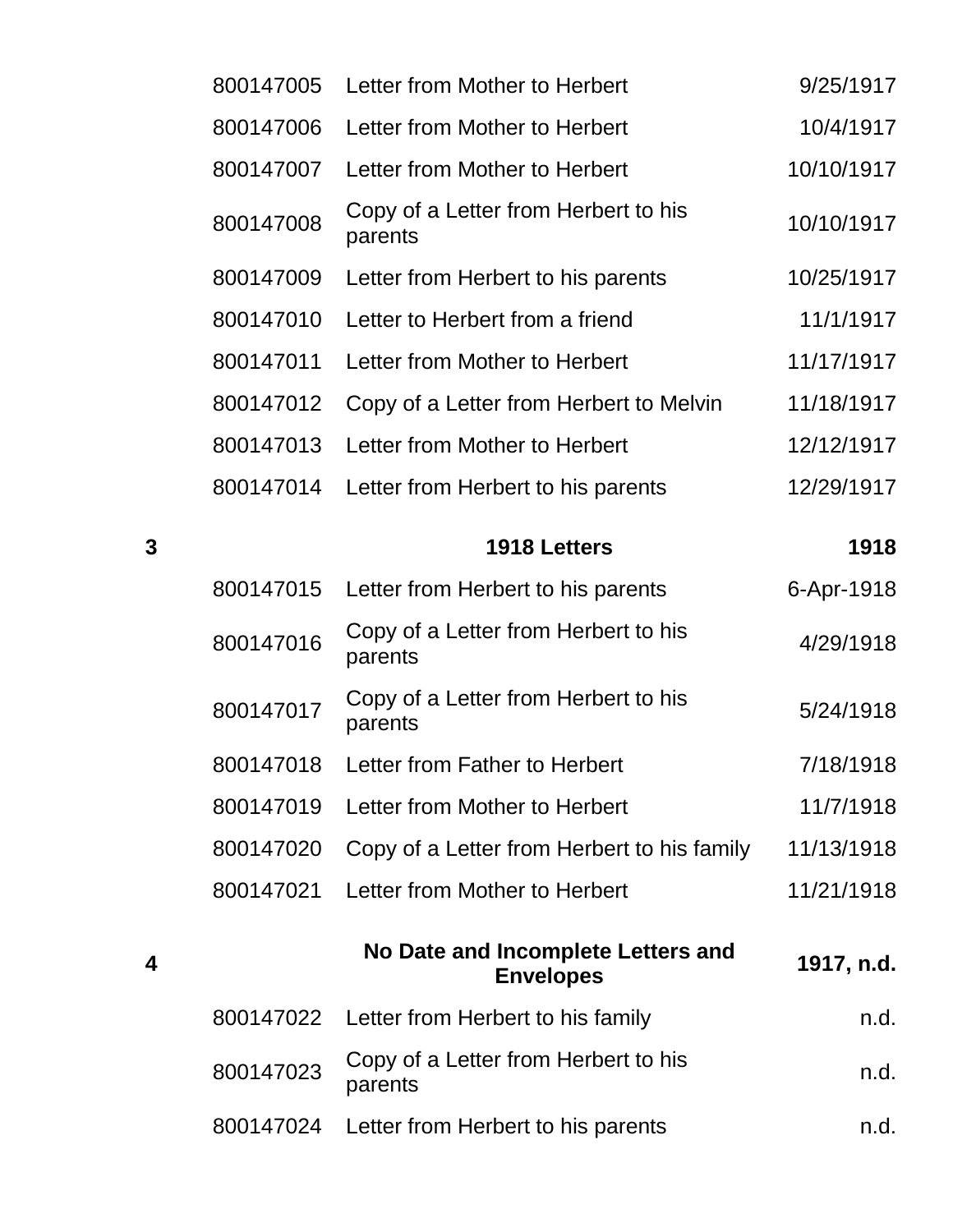| | | | |
|---|---|---|---|
| | 800147005 | Letter from Mother to Herbert | 9/25/1917 |
| | 800147006 | Letter from Mother to Herbert | 10/4/1917 |
| | 800147007 | Letter from Mother to Herbert | 10/10/1917 |
| | 800147008 | Copy of a Letter from Herbert to his parents | 10/10/1917 |
| | 800147009 | Letter from Herbert to his parents | 10/25/1917 |
| | 800147010 | Letter to Herbert from a friend | 11/1/1917 |
| | 800147011 | Letter from Mother to Herbert | 11/17/1917 |
| | 800147012 | Copy of a Letter from Herbert to Melvin | 11/18/1917 |
| | 800147013 | Letter from Mother to Herbert | 12/12/1917 |
| | 800147014 | Letter from Herbert to his parents | 12/29/1917 |
| **3** | | **1918 Letters** | **1918** |
| | 800147015 | Letter from Herbert to his parents | 6-Apr-1918 |
| | 800147016 | Copy of a Letter from Herbert to his parents | 4/29/1918 |
| | 800147017 | Copy of a Letter from Herbert to his parents | 5/24/1918 |
| | 800147018 | Letter from Father to Herbert | 7/18/1918 |
| | 800147019 | Letter from Mother to Herbert | 11/7/1918 |
| | 800147020 | Copy of a Letter from Herbert to his family | 11/13/1918 |
| | 800147021 | Letter from Mother to Herbert | 11/21/1918 |
| **4** | | **No Date and Incomplete Letters and Envelopes** | **1917, n.d.** |
| | 800147022 | Letter from Herbert to his family | n.d. |
| | 800147023 | Copy of a Letter from Herbert to his parents | n.d. |
| | 800147024 | Letter from Herbert to his parents | n.d. |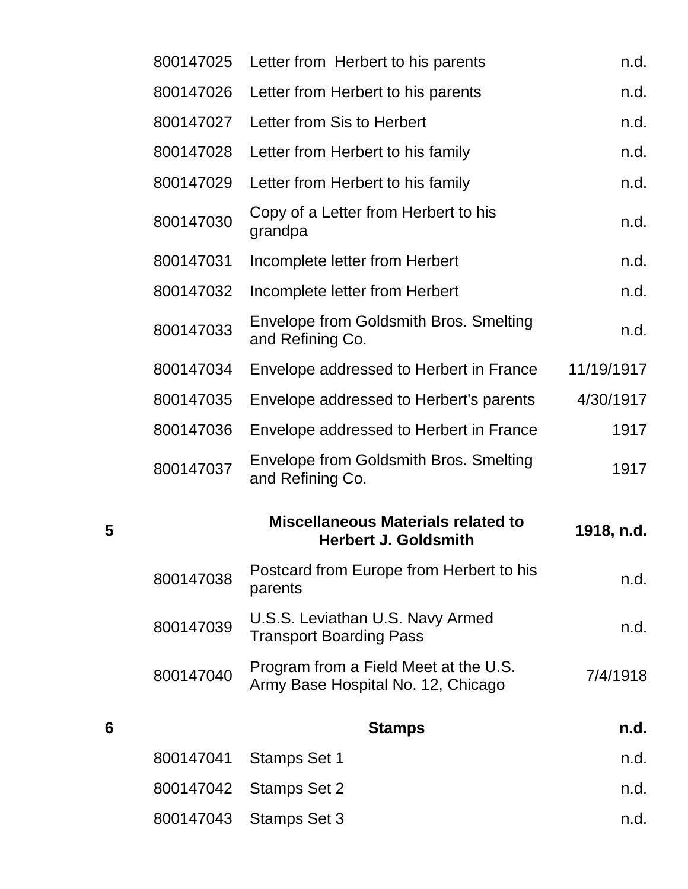| Box | ID | Description | Date |
|---|---|---|---|
| | 800147025 | Letter from Herbert to his parents | n.d. |
| | 800147026 | Letter from Herbert to his parents | n.d. |
| | 800147027 | Letter from Sis to Herbert | n.d. |
| | 800147028 | Letter from Herbert to his family | n.d. |
| | 800147029 | Letter from Herbert to his family | n.d. |
| | 800147030 | Copy of a Letter from Herbert to his grandpa | n.d. |
| | 800147031 | Incomplete letter from Herbert | n.d. |
| | 800147032 | Incomplete letter from Herbert | n.d. |
| | 800147033 | Envelope from Goldsmith Bros. Smelting and Refining Co. | n.d. |
| | 800147034 | Envelope addressed to Herbert in France | 11/19/1917 |
| | 800147035 | Envelope addressed to Herbert's parents | 4/30/1917 |
| | 800147036 | Envelope addressed to Herbert in France | 1917 |
| | 800147037 | Envelope from Goldsmith Bros. Smelting and Refining Co. | 1917 |
| **5** | | **Miscellaneous Materials related to Herbert J. Goldsmith** | **1918, n.d.** |
| | 800147038 | Postcard from Europe from Herbert to his parents | n.d. |
| | 800147039 | U.S.S. Leviathan U.S. Navy Armed Transport Boarding Pass | n.d. |
| | 800147040 | Program from a Field Meet at the U.S. Army Base Hospital No. 12, Chicago | 7/4/1918 |
| **6** | | **Stamps** | **n.d.** |
| | 800147041 | Stamps Set 1 | n.d. |
| | 800147042 | Stamps Set 2 | n.d. |
| | 800147043 | Stamps Set 3 | n.d. |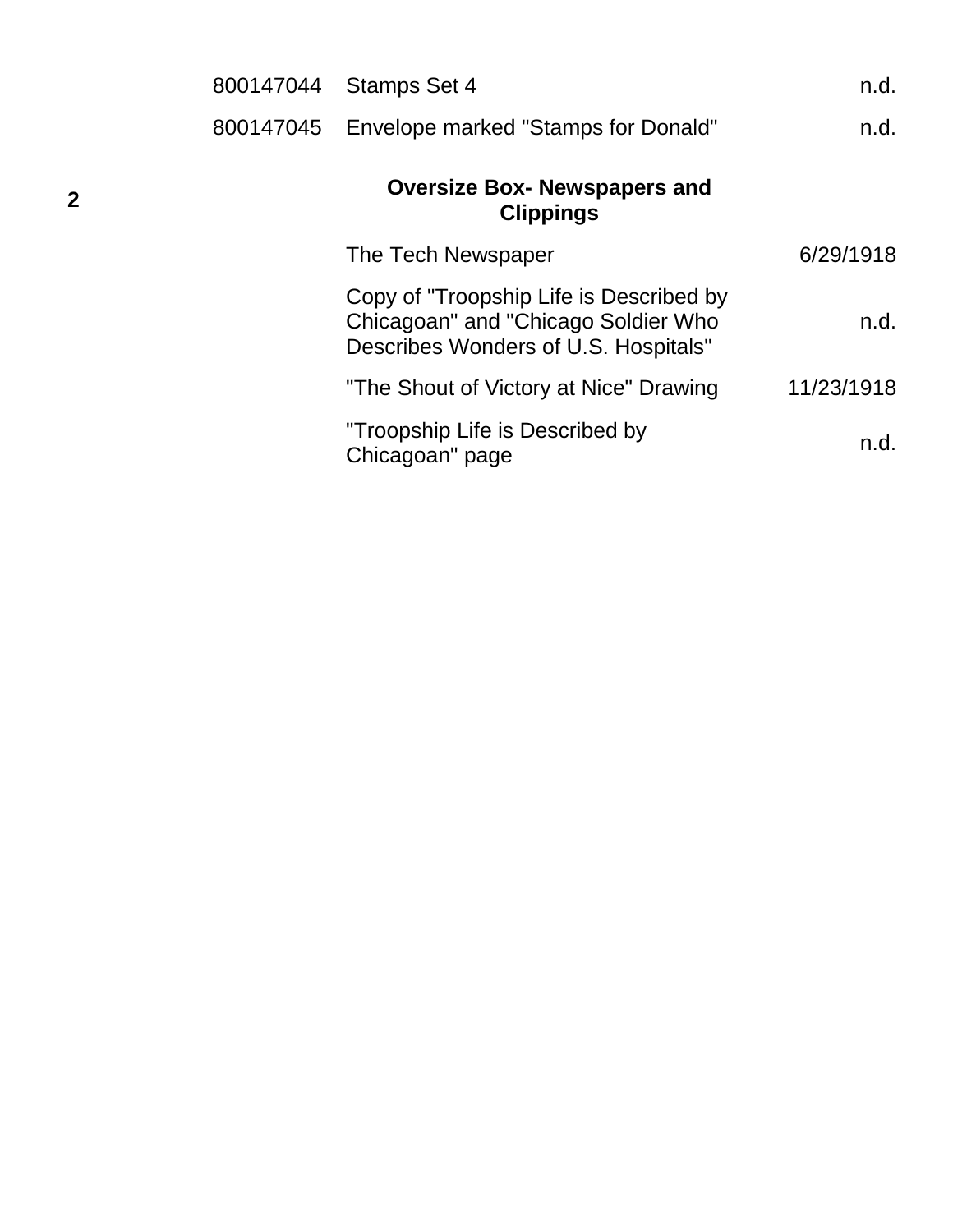| | | | |
|---|---|---|---|
| | 800147044 | Stamps Set 4 | n.d. |
| | 800147045 | Envelope marked "Stamps for Donald" | n.d. |
| **2** | | **Oversize Box- Newspapers and Clippings** | |
| | | The Tech Newspaper | 6/29/1918 |
| | | Copy of "Troopship Life is Described by Chicagoan" and "Chicago Soldier Who Describes Wonders of U.S. Hospitals" | n.d. |
| | | "The Shout of Victory at Nice" Drawing | 11/23/1918 |
| | | "Troopship Life is Described by Chicagoan" page | n.d. |